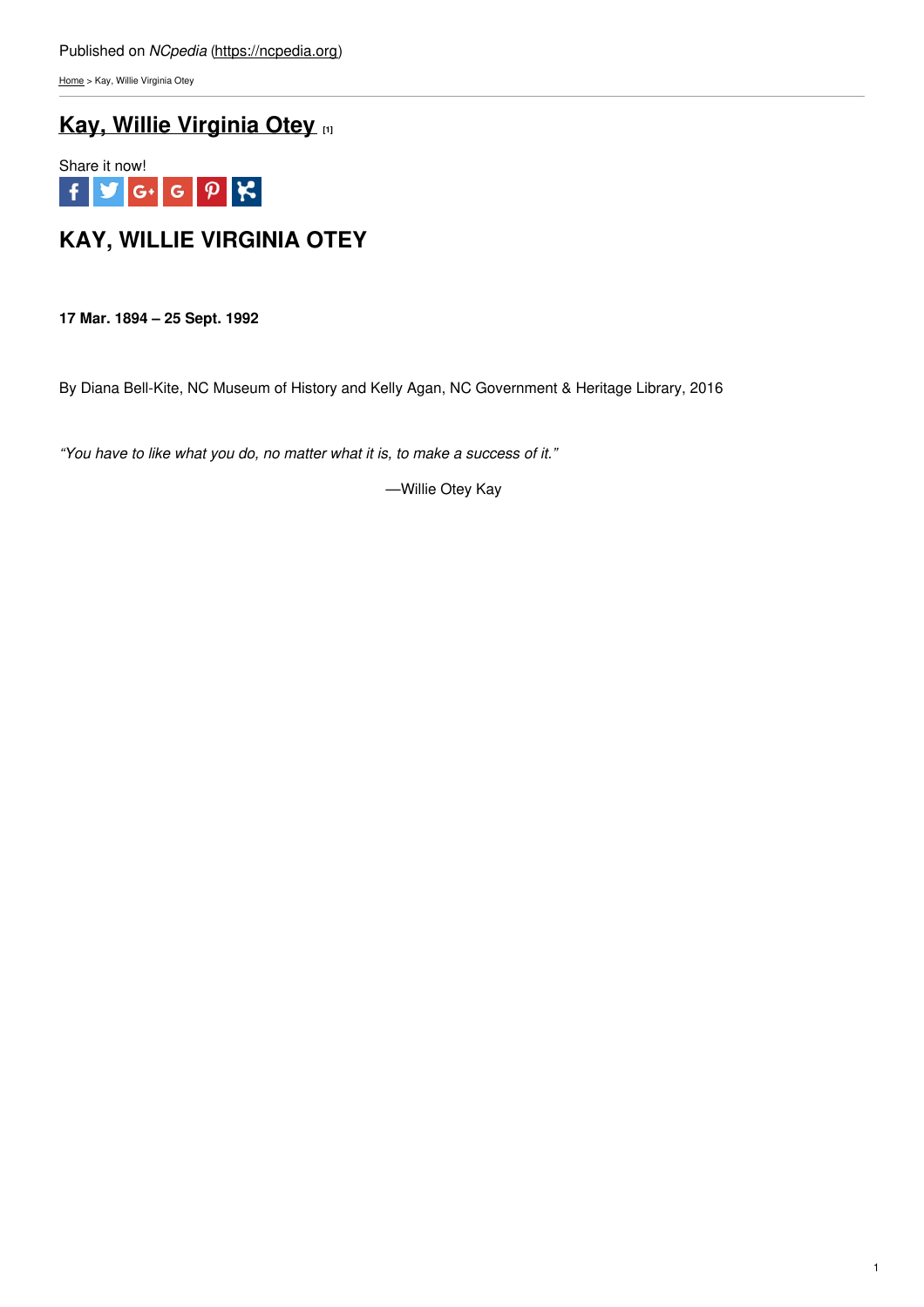Published on *NCpedia* (https://ncpedia.org)

Home > Kay, Willie Virginia Otey

# Kay, Willie Virginia Otey [1]

Share it now!

## KAY, WILLIE VIRGINIA OTEY

**17 Mar. 1894 – 25 Sept. 1992**

By Diana Bell-Kite, NC Museum of History and Kelly Agan, NC Government & Heritage Library, 2016

*"You have to like what you do, no matter what it is, to make a success of it."*

—Willie Otey Kay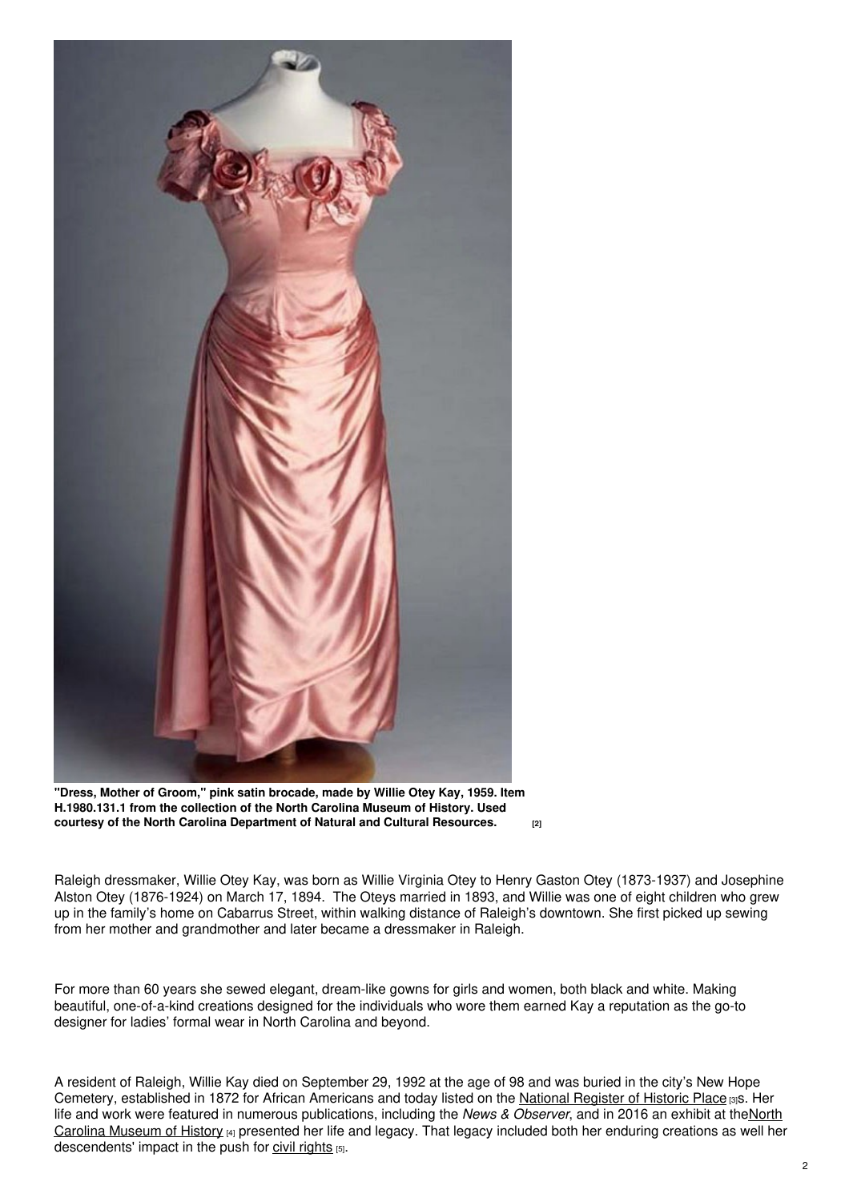**"Dress, Mother of Groom," pink satin brocade, made by Willie Otey Kay, 1959. Item H.1980.131.1 from the collection of the North Carolina Museum of History. Used courtesy of the North Carolina Department of Natural and Cultural Resources.** [2]

Raleigh dressmaker, Willie Otey Kay, was born as Willie Virginia Otey to Henry Gaston Otey (1873-1937) and Josephine Alston Otey (1876-1924) on March 17, 1894. The Oteys married in 1893, and Willie was one of eight children who grew up in the family's home on Cabarrus Street, within walking distance of Raleigh's downtown. She first picked up sewing from her mother and grandmother and later became a dressmaker in Raleigh.

For more than 60 years she sewed elegant, dream-like gowns for girls and women, both black and white. Making beautiful, one-of-a-kind creations designed for the individuals who wore them earned Kay a reputation as the go-to designer for ladies' formal wear in North Carolina and beyond.

A resident of Raleigh, Willie Kay died on September 29, 1992 at the age of 98 and was buried in the city's New Hope Cemetery, established in 1872 for African Americans and today listed on the National Register of Historic Place [3]s. Her life and work were featured in numerous publications, including the *News & Observer*, and in 2016 an exhibit at the North Carolina Museum of History [4] presented her life and legacy. That legacy included both her enduring creations as well her descendents' impact in the push for civil rights [5].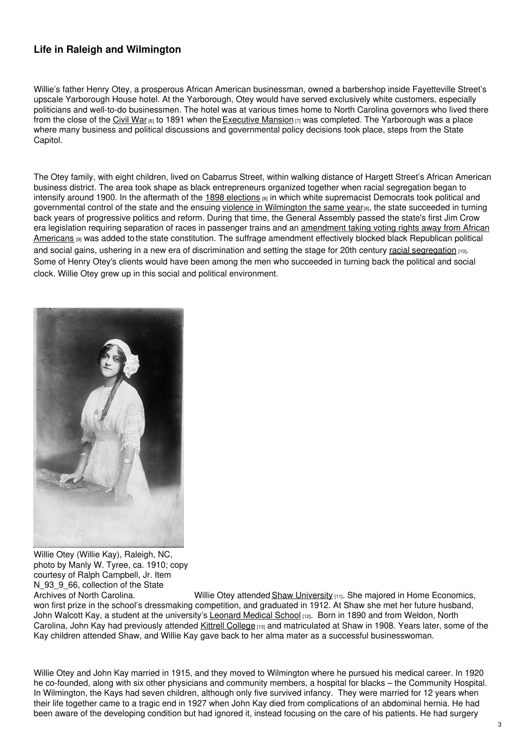## Life in Raleigh and Wilmington

Willie's father Henry Otey, a prosperous African American businessman, owned a barbershop inside Fayetteville Street's upscale Yarborough House hotel. At the Yarborough, Otey would have served exclusively white customers, especially politicians and well-to-do businessmen. The hotel was at various times home to North Carolina governors who lived there from the close of the Civil War [6] to 1891 when the Executive Mansion [7] was completed. The Yarborough was a place where many business and political discussions and governmental policy decisions took place, steps from the State Capitol.

The Otey family, with eight children, lived on Cabarrus Street, within walking distance of Hargett Street's African American business district. The area took shape as black entrepreneurs organized together when racial segregation began to intensify around 1900. In the aftermath of the 1898 elections [8] in which white supremacist Democrats took political and governmental control of the state and the ensuing violence in Wilmington the same year [8], the state succeeded in turning back years of progressive politics and reform. During that time, the General Assembly passed the state's first Jim Crow era legislation requiring separation of races in passenger trains and an amendment taking voting rights away from African Americans [9] was added to the state constitution. The suffrage amendment effectively blocked black Republican political and social gains, ushering in a new era of discrimination and setting the stage for 20th century racial segregation [10]. Some of Henry Otey's clients would have been among the men who succeeded in turning back the political and social clock. Willie Otey grew up in this social and political environment.

Willie Otey (Willie Kay), Raleigh, NC, photo by Manly W. Tyree, ca. 1910; copy courtesy of Ralph Campbell, Jr. Item N_93_9_66, collection of the State Archives of North Carolina.

Willie Otey attended Shaw University [11]. She majored in Home Economics, won first prize in the school's dressmaking competition, and graduated in 1912. At Shaw she met her future husband, John Walcott Kay, a student at the university's Leonard Medical School [12]. Born in 1890 and from Weldon, North Carolina, John Kay had previously attended Kittrell College [13] and matriculated at Shaw in 1908. Years later, some of the Kay children attended Shaw, and Willie Kay gave back to her alma mater as a successful businesswoman.

Willie Otey and John Kay married in 1915, and they moved to Wilmington where he pursued his medical career. In 1920 he co-founded, along with six other physicians and community members, a hospital for blacks – the Community Hospital. In Wilmington, the Kays had seven children, although only five survived infancy. They were married for 12 years when their life together came to a tragic end in 1927 when John Kay died from complications of an abdominal hernia. He had been aware of the developing condition but had ignored it, instead focusing on the care of his patients. He had surgery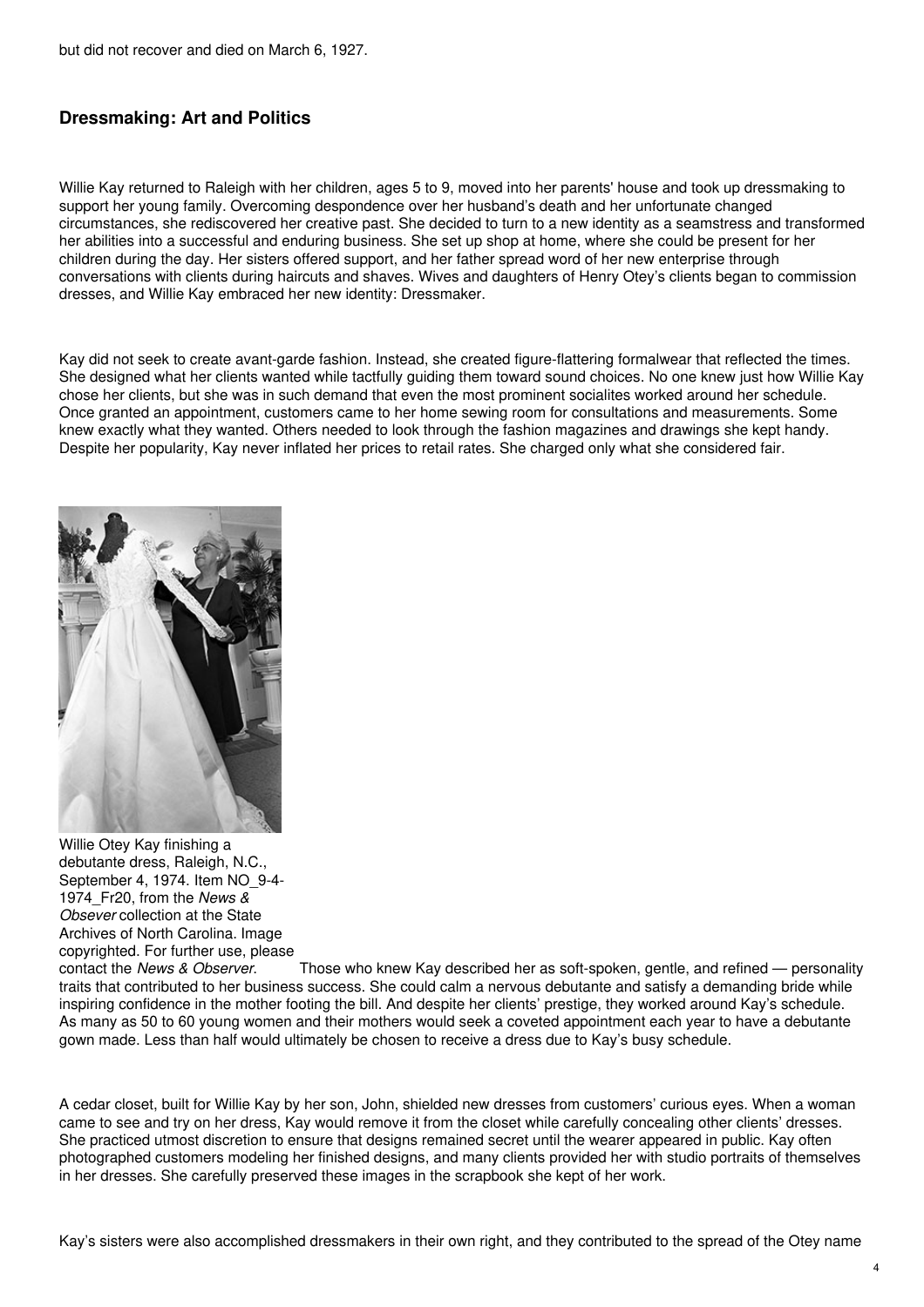but did not recover and died on March 6, 1927.

## Dressmaking: Art and Politics

Willie Kay returned to Raleigh with her children, ages 5 to 9, moved into her parents' house and took up dressmaking to support her young family. Overcoming despondence over her husband's death and her unfortunate changed circumstances, she rediscovered her creative past. She decided to turn to a new identity as a seamstress and transformed her abilities into a successful and enduring business. She set up shop at home, where she could be present for her children during the day. Her sisters offered support, and her father spread word of her new enterprise through conversations with clients during haircuts and shaves. Wives and daughters of Henry Otey's clients began to commission dresses, and Willie Kay embraced her new identity: Dressmaker.

Kay did not seek to create avant-garde fashion. Instead, she created figure-flattering formalwear that reflected the times. She designed what her clients wanted while tactfully guiding them toward sound choices. No one knew just how Willie Kay chose her clients, but she was in such demand that even the most prominent socialites worked around her schedule. Once granted an appointment, customers came to her home sewing room for consultations and measurements. Some knew exactly what they wanted. Others needed to look through the fashion magazines and drawings she kept handy. Despite her popularity, Kay never inflated her prices to retail rates. She charged only what she considered fair.

Willie Otey Kay finishing a debutante dress, Raleigh, N.C., September 4, 1974. Item NO_9-4-1974_Fr20, from the *News & Obsever* collection at the State Archives of North Carolina. Image copyrighted. For further use, please contact the *News & Observer.*

Those who knew Kay described her as soft-spoken, gentle, and refined — personality traits that contributed to her business success. She could calm a nervous debutante and satisfy a demanding bride while inspiring confidence in the mother footing the bill. And despite her clients' prestige, they worked around Kay's schedule. As many as 50 to 60 young women and their mothers would seek a coveted appointment each year to have a debutante gown made. Less than half would ultimately be chosen to receive a dress due to Kay's busy schedule.

A cedar closet, built for Willie Kay by her son, John, shielded new dresses from customers' curious eyes. When a woman came to see and try on her dress, Kay would remove it from the closet while carefully concealing other clients' dresses. She practiced utmost discretion to ensure that designs remained secret until the wearer appeared in public. Kay often photographed customers modeling her finished designs, and many clients provided her with studio portraits of themselves in her dresses. She carefully preserved these images in the scrapbook she kept of her work.

Kay's sisters were also accomplished dressmakers in their own right, and they contributed to the spread of the Otey name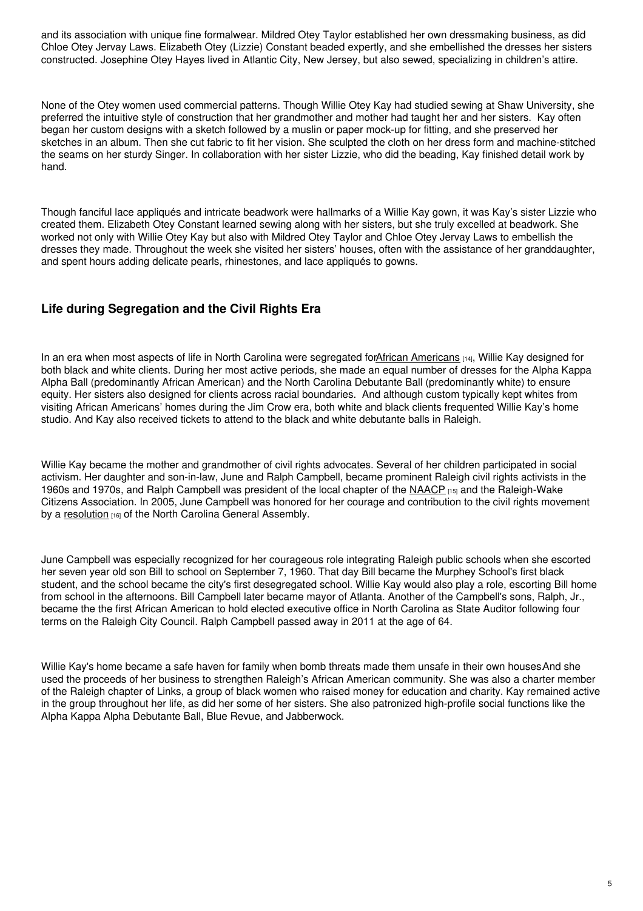and its association with unique fine formalwear. Mildred Otey Taylor established her own dressmaking business, as did Chloe Otey Jervay Laws. Elizabeth Otey (Lizzie) Constant beaded expertly, and she embellished the dresses her sisters constructed. Josephine Otey Hayes lived in Atlantic City, New Jersey, but also sewed, specializing in children's attire.

None of the Otey women used commercial patterns. Though Willie Otey Kay had studied sewing at Shaw University, she preferred the intuitive style of construction that her grandmother and mother had taught her and her sisters. Kay often began her custom designs with a sketch followed by a muslin or paper mock-up for fitting, and she preserved her sketches in an album. Then she cut fabric to fit her vision. She sculpted the cloth on her dress form and machine-stitched the seams on her sturdy Singer. In collaboration with her sister Lizzie, who did the beading, Kay finished detail work by hand.

Though fanciful lace appliqués and intricate beadwork were hallmarks of a Willie Kay gown, it was Kay's sister Lizzie who created them. Elizabeth Otey Constant learned sewing along with her sisters, but she truly excelled at beadwork. She worked not only with Willie Otey Kay but also with Mildred Otey Taylor and Chloe Otey Jervay Laws to embellish the dresses they made. Throughout the week she visited her sisters' houses, often with the assistance of her granddaughter, and spent hours adding delicate pearls, rhinestones, and lace appliqués to gowns.

## Life during Segregation and the Civil Rights Era

In an era when most aspects of life in North Carolina were segregated forAfrican Americans [14], Willie Kay designed for both black and white clients. During her most active periods, she made an equal number of dresses for the Alpha Kappa Alpha Ball (predominantly African American) and the North Carolina Debutante Ball (predominantly white) to ensure equity. Her sisters also designed for clients across racial boundaries. And although custom typically kept whites from visiting African Americans' homes during the Jim Crow era, both white and black clients frequented Willie Kay's home studio. And Kay also received tickets to attend to the black and white debutante balls in Raleigh.

Willie Kay became the mother and grandmother of civil rights advocates. Several of her children participated in social activism. Her daughter and son-in-law, June and Ralph Campbell, became prominent Raleigh civil rights activists in the 1960s and 1970s, and Ralph Campbell was president of the local chapter of the NAACP [15] and the Raleigh-Wake Citizens Association. In 2005, June Campbell was honored for her courage and contribution to the civil rights movement by a resolution [16] of the North Carolina General Assembly.

June Campbell was especially recognized for her courageous role integrating Raleigh public schools when she escorted her seven year old son Bill to school on September 7, 1960. That day Bill became the Murphey School's first black student, and the school became the city's first desegregated school. Willie Kay would also play a role, escorting Bill home from school in the afternoons. Bill Campbell later became mayor of Atlanta. Another of the Campbell's sons, Ralph, Jr., became the the first African American to hold elected executive office in North Carolina as State Auditor following four terms on the Raleigh City Council. Ralph Campbell passed away in 2011 at the age of 64.

Willie Kay's home became a safe haven for family when bomb threats made them unsafe in their own housesAnd she used the proceeds of her business to strengthen Raleigh's African American community. She was also a charter member of the Raleigh chapter of Links, a group of black women who raised money for education and charity. Kay remained active in the group throughout her life, as did her some of her sisters. She also patronized high-profile social functions like the Alpha Kappa Alpha Debutante Ball, Blue Revue, and Jabberwock.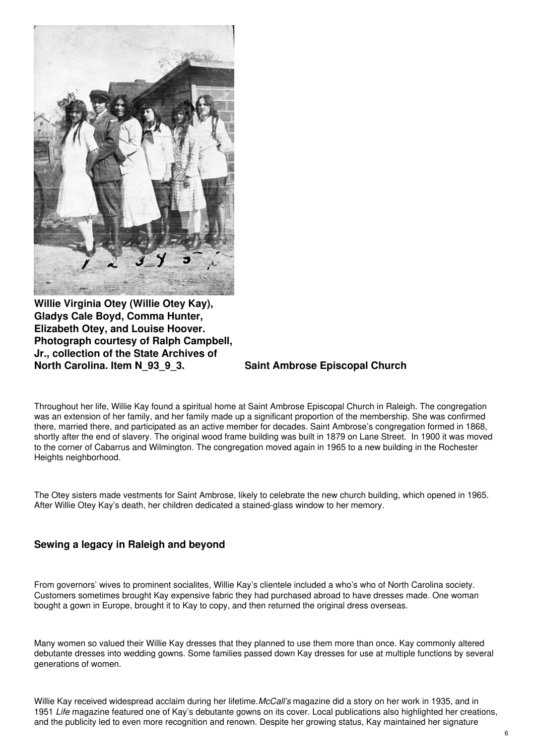**Willie Virginia Otey (Willie Otey Kay), Gladys Cale Boyd, Comma Hunter, Elizabeth Otey, and Louise Hoover. Photograph courtesy of Ralph Campbell, Jr., collection of the State Archives of North Carolina. Item N_93_9_3.**

## Saint Ambrose Episcopal Church

Throughout her life, Willie Kay found a spiritual home at Saint Ambrose Episcopal Church in Raleigh. The congregation was an extension of her family, and her family made up a significant proportion of the membership. She was confirmed there, married there, and participated as an active member for decades. Saint Ambrose's congregation formed in 1868, shortly after the end of slavery. The original wood frame building was built in 1879 on Lane Street. In 1900 it was moved to the corner of Cabarrus and Wilmington. The congregation moved again in 1965 to a new building in the Rochester Heights neighborhood.

The Otey sisters made vestments for Saint Ambrose, likely to celebrate the new church building, which opened in 1965. After Willie Otey Kay's death, her children dedicated a stained-glass window to her memory.

## Sewing a legacy in Raleigh and beyond

From governors' wives to prominent socialites, Willie Kay's clientele included a who's who of North Carolina society. Customers sometimes brought Kay expensive fabric they had purchased abroad to have dresses made. One woman bought a gown in Europe, brought it to Kay to copy, and then returned the original dress overseas.

Many women so valued their Willie Kay dresses that they planned to use them more than once. Kay commonly altered debutante dresses into wedding gowns. Some families passed down Kay dresses for use at multiple functions by several generations of women.

Willie Kay received widespread acclaim during her lifetime. *McCall's* magazine did a story on her work in 1935, and in 1951 *Life* magazine featured one of Kay's debutante gowns on its cover. Local publications also highlighted her creations, and the publicity led to even more recognition and renown. Despite her growing status, Kay maintained her signature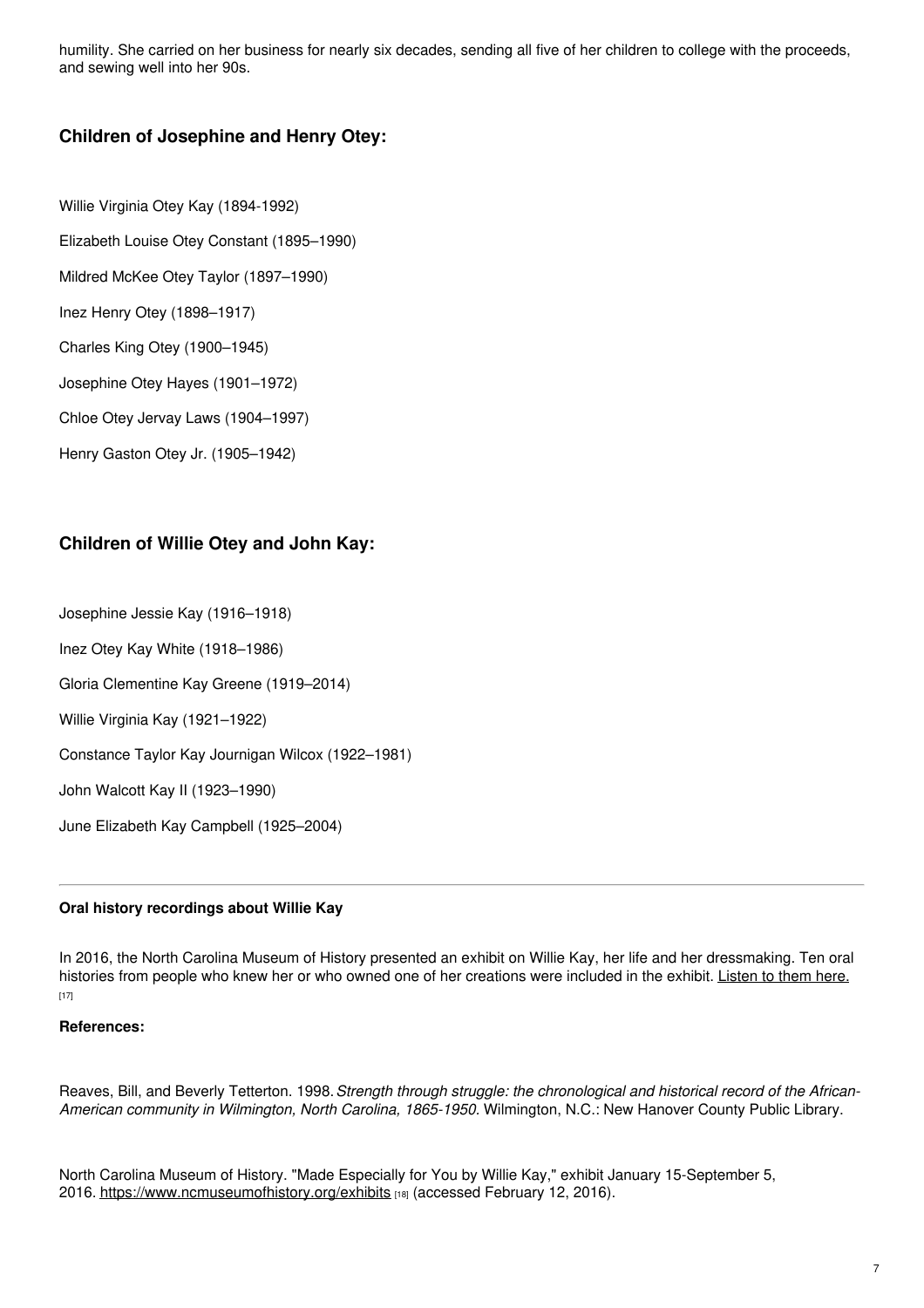humility. She carried on her business for nearly six decades, sending all five of her children to college with the proceeds, and sewing well into her 90s.

## Children of Josephine and Henry Otey:

Willie Virginia Otey Kay (1894-1992)

Elizabeth Louise Otey Constant (1895–1990)

Mildred McKee Otey Taylor (1897–1990)

Inez Henry Otey (1898–1917)

Charles King Otey (1900–1945)

Josephine Otey Hayes (1901–1972)

Chloe Otey Jervay Laws (1904–1997)

Henry Gaston Otey Jr. (1905–1942)

## Children of Willie Otey and John Kay:

Josephine Jessie Kay (1916–1918)

Inez Otey Kay White (1918–1986)

Gloria Clementine Kay Greene (1919–2014)

Willie Virginia Kay (1921–1922)

Constance Taylor Kay Journigan Wilcox (1922–1981)

John Walcott Kay II (1923–1990)

June Elizabeth Kay Campbell (1925–2004)

---

**Oral history recordings about Willie Kay**

In 2016, the North Carolina Museum of History presented an exhibit on Willie Kay, her life and her dressmaking. Ten oral histories from people who knew her or who owned one of her creations were included in the exhibit. Listen to them here. [17]

**References:**

Reaves, Bill, and Beverly Tetterton. 1998. *Strength through struggle: the chronological and historical record of the African-American community in Wilmington, North Carolina, 1865-1950.* Wilmington, N.C.: New Hanover County Public Library.

North Carolina Museum of History. "Made Especially for You by Willie Kay," exhibit January 15-September 5, 2016. https://www.ncmuseumofhistory.org/exhibits [18] (accessed February 12, 2016).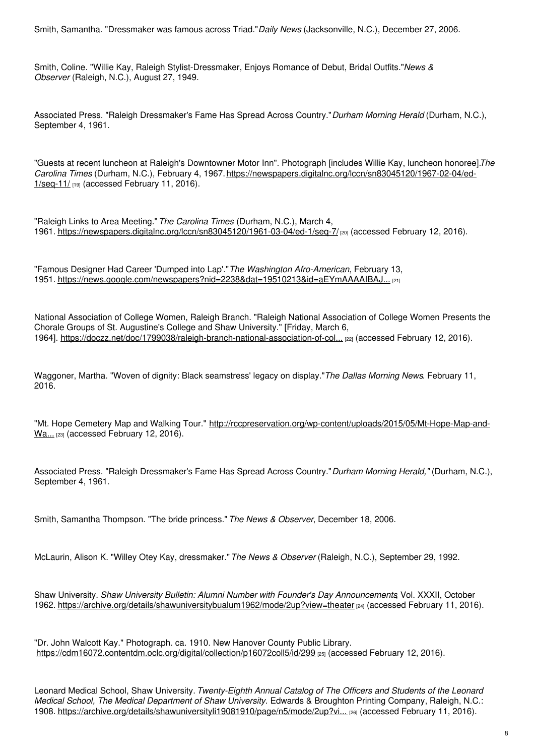Smith, Samantha. "Dressmaker was famous across Triad." *Daily News* (Jacksonville, N.C.), December 27, 2006.

Smith, Coline. "Willie Kay, Raleigh Stylist-Dressmaker, Enjoys Romance of Debut, Bridal Outfits." *News & Observer* (Raleigh, N.C.), August 27, 1949.

Associated Press. "Raleigh Dressmaker's Fame Has Spread Across Country." *Durham Morning Herald* (Durham, N.C.), September 4, 1961.

"Guests at recent luncheon at Raleigh's Downtowner Motor Inn". Photograph [includes Willie Kay, luncheon honoree]. *The Carolina Times* (Durham, N.C.), February 4, 1967. https://newspapers.digitalnc.org/lccn/sn83045120/1967-02-04/ed-1/seq-11/ [19] (accessed February 11, 2016).

"Raleigh Links to Area Meeting." *The Carolina Times* (Durham, N.C.), March 4, 1961. https://newspapers.digitalnc.org/lccn/sn83045120/1961-03-04/ed-1/seq-7/ [20] (accessed February 12, 2016).

"Famous Designer Had Career 'Dumped into Lap'." *The Washington Afro-American*, February 13, 1951. https://news.google.com/newspapers?nid=2238&dat=19510213&id=aEYmAAAAIBAJ... [21]

National Association of College Women, Raleigh Branch. "Raleigh National Association of College Women Presents the Chorale Groups of St. Augustine's College and Shaw University." [Friday, March 6, 1964]. https://doczz.net/doc/1799038/raleigh-branch-national-association-of-col... [22] (accessed February 12, 2016).

Waggoner, Martha. "Woven of dignity: Black seamstress' legacy on display." *The Dallas Morning News*. February 11, 2016.

"Mt. Hope Cemetery Map and Walking Tour." http://rccpreservation.org/wp-content/uploads/2015/05/Mt-Hope-Map-and-Wa... [23] (accessed February 12, 2016).

Associated Press. "Raleigh Dressmaker's Fame Has Spread Across Country." *Durham Morning Herald,"* (Durham, N.C.), September 4, 1961.

Smith, Samantha Thompson. "The bride princess." *The News & Observer*, December 18, 2006.

McLaurin, Alison K. "Willey Otey Kay, dressmaker." *The News & Observer* (Raleigh, N.C.), September 29, 1992.

Shaw University. *Shaw University Bulletin: Alumni Number with Founder's Day Announcements*, Vol. XXXII, October 1962. https://archive.org/details/shawuniversitybualum1962/mode/2up?view=theater [24] (accessed February 11, 2016).

"Dr. John Walcott Kay." Photograph. ca. 1910. New Hanover County Public Library. https://cdm16072.contentdm.oclc.org/digital/collection/p16072coll5/id/299 [25] (accessed February 12, 2016).

Leonard Medical School, Shaw University. *Twenty-Eighth Annual Catalog of The Officers and Students of the Leonard Medical School, The Medical Department of Shaw University.* Edwards & Broughton Printing Company, Raleigh, N.C.: 1908. https://archive.org/details/shawuniversityli19081910/page/n5/mode/2up?vi... [26] (accessed February 11, 2016).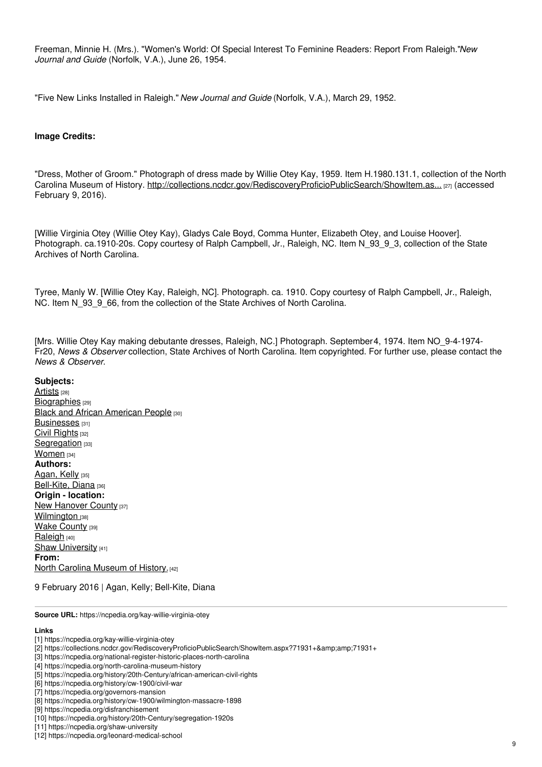Freeman, Minnie H. (Mrs.). "Women's World: Of Special Interest To Feminine Readers: Report From Raleigh."*New Journal and Guide* (Norfolk, V.A.), June 26, 1954.

"Five New Links Installed in Raleigh." *New Journal and Guide* (Norfolk, V.A.), March 29, 1952.

**Image Credits:**

"Dress, Mother of Groom." Photograph of dress made by Willie Otey Kay, 1959. Item H.1980.131.1, collection of the North Carolina Museum of History. http://collections.ncdcr.gov/RediscoveryProficioPublicSearch/ShowItem.as... [27] (accessed February 9, 2016).

[Willie Virginia Otey (Willie Otey Kay), Gladys Cale Boyd, Comma Hunter, Elizabeth Otey, and Louise Hoover]. Photograph. ca.1910-20s. Copy courtesy of Ralph Campbell, Jr., Raleigh, NC. Item N_93_9_3, collection of the State Archives of North Carolina.

Tyree, Manly W. [Willie Otey Kay, Raleigh, NC]. Photograph. ca. 1910. Copy courtesy of Ralph Campbell, Jr., Raleigh, NC. Item N_93_9_66, from the collection of the State Archives of North Carolina.

[Mrs. Willie Otey Kay making debutante dresses, Raleigh, NC.] Photograph. September4, 1974. Item NO_9-4-1974-Fr20, *News & Observer* collection, State Archives of North Carolina. Item copyrighted. For further use, please contact the *News & Observer*.

**Subjects:**
Artists [28]
Biographies [29]
Black and African American People [30]
Businesses [31]
Civil Rights [32]
Segregation [33]
Women [34]
**Authors:**
Agan, Kelly [35]
Bell-Kite, Diana [36]
**Origin - location:**
New Hanover County [37]
Wilmington [38]
Wake County [39]
Raleigh [40]
Shaw University [41]
**From:**
North Carolina Museum of History. [42]

9 February 2016 | Agan, Kelly; Bell-Kite, Diana

**Source URL:** https://ncpedia.org/kay-willie-virginia-otey

**Links**
[1] https://ncpedia.org/kay-willie-virginia-otey
[2] https://collections.ncdcr.gov/RediscoveryProficioPublicSearch/ShowItem.aspx?71931+&amp;amp;71931+
[3] https://ncpedia.org/national-register-historic-places-north-carolina
[4] https://ncpedia.org/north-carolina-museum-history
[5] https://ncpedia.org/history/20th-Century/african-american-civil-rights
[6] https://ncpedia.org/history/cw-1900/civil-war
[7] https://ncpedia.org/governors-mansion
[8] https://ncpedia.org/history/cw-1900/wilmington-massacre-1898
[9] https://ncpedia.org/disfranchisement
[10] https://ncpedia.org/history/20th-Century/segregation-1920s
[11] https://ncpedia.org/shaw-university
[12] https://ncpedia.org/leonard-medical-school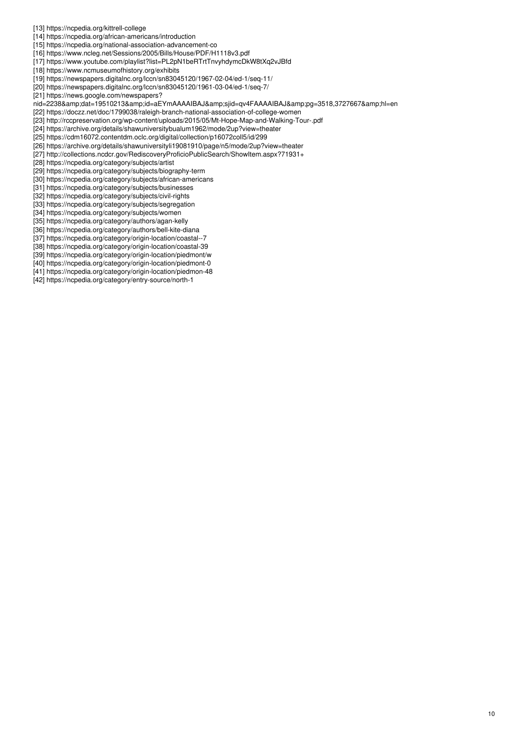[13] https://ncpedia.org/kittrell-college
[14] https://ncpedia.org/african-americans/introduction
[15] https://ncpedia.org/national-association-advancement-co
[16] https://www.ncleg.net/Sessions/2005/Bills/House/PDF/H1118v3.pdf
[17] https://www.youtube.com/playlist?list=PL2pN1beRTrtTnvyhdymcDkW8tXq2vJBfd
[18] https://www.ncmuseumofhistory.org/exhibits
[19] https://newspapers.digitalnc.org/lccn/sn83045120/1967-02-04/ed-1/seq-11/
[20] https://newspapers.digitalnc.org/lccn/sn83045120/1961-03-04/ed-1/seq-7/
[21] https://news.google.com/newspapers?nid=2238&amp;dat=19510213&amp;id=aEYmAAAAIBAJ&amp;sjid=qv4FAAAAIBAJ&amp;pg=3518,3727667&amp;hl=en
[22] https://doczz.net/doc/1799038/raleigh-branch-national-association-of-college-women
[23] http://rccpreservation.org/wp-content/uploads/2015/05/Mt-Hope-Map-and-Walking-Tour-.pdf
[24] https://archive.org/details/shawuniversitybualum1962/mode/2up?view=theater
[25] https://cdm16072.contentdm.oclc.org/digital/collection/p16072coll5/id/299
[26] https://archive.org/details/shawuniversityli19081910/page/n5/mode/2up?view=theater
[27] http://collections.ncdcr.gov/RediscoveryProficioPublicSearch/ShowItem.aspx?71931+
[28] https://ncpedia.org/category/subjects/artist
[29] https://ncpedia.org/category/subjects/biography-term
[30] https://ncpedia.org/category/subjects/african-americans
[31] https://ncpedia.org/category/subjects/businesses
[32] https://ncpedia.org/category/subjects/civil-rights
[33] https://ncpedia.org/category/subjects/segregation
[34] https://ncpedia.org/category/subjects/women
[35] https://ncpedia.org/category/authors/agan-kelly
[36] https://ncpedia.org/category/authors/bell-kite-diana
[37] https://ncpedia.org/category/origin-location/coastal--7
[38] https://ncpedia.org/category/origin-location/coastal-39
[39] https://ncpedia.org/category/origin-location/piedmont/w
[40] https://ncpedia.org/category/origin-location/piedmont-0
[41] https://ncpedia.org/category/origin-location/piedmon-48
[42] https://ncpedia.org/category/entry-source/north-1